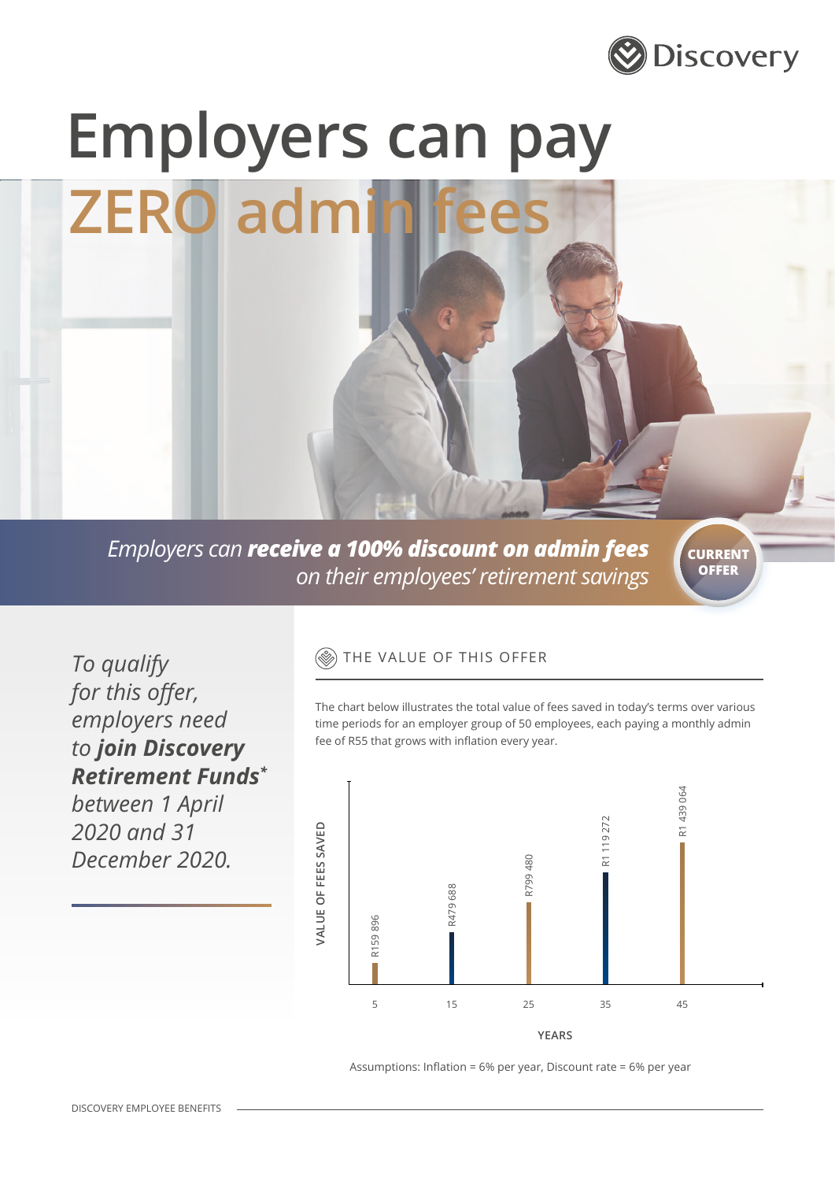Discovery

# Employers can pay ZERO admin fees

*Employers can **receive a 100% discount on admin fees** on their employees' retirement savings*

**CURRENT OFFER**

*To qualify for this offer, employers need to **join Discovery Retirement Funds*** between 1 April 2020 and 31 December 2020.*

## THE VALUE OF THIS OFFER

The chart below illustrates the total value of fees saved in today's terms over various time periods for an employer group of 50 employees, each paying a monthly admin fee of R55 that grows with inflation every year.

| YEARS | VALUE OF FEES SAVED |
|---|---|
| 5 | R159 896 |
| 15 | R479 688 |
| 25 | R799 480 |
| 35 | R1 119 272 |
| 45 | R1 439 064 |

Assumptions: Inflation = 6% per year, Discount rate = 6% per year

DISCOVERY EMPLOYEE BENEFITS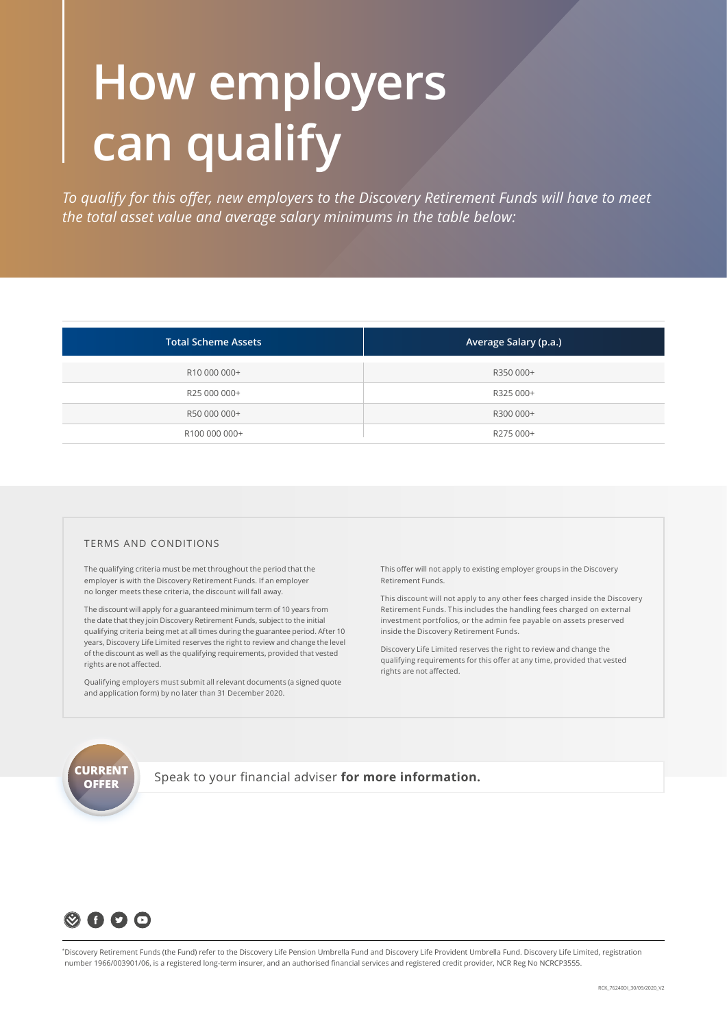# How employers can qualify

*To qualify for this offer, new employers to the Discovery Retirement Funds will have to meet the total asset value and average salary minimums in the table below:*

| Total Scheme Assets | Average Salary (p.a.) |
|---|---|
| R10 000 000+ | R350 000+ |
| R25 000 000+ | R325 000+ |
| R50 000 000+ | R300 000+ |
| R100 000 000+ | R275 000+ |

## TERMS AND CONDITIONS

The qualifying criteria must be met throughout the period that the employer is with the Discovery Retirement Funds. If an employer no longer meets these criteria, the discount will fall away.

The discount will apply for a guaranteed minimum term of 10 years from the date that they join Discovery Retirement Funds, subject to the initial qualifying criteria being met at all times during the guarantee period. After 10 years, Discovery Life Limited reserves the right to review and change the level of the discount as well as the qualifying requirements, provided that vested rights are not affected.

Qualifying employers must submit all relevant documents (a signed quote and application form) by no later than 31 December 2020.

This offer will not apply to existing employer groups in the Discovery Retirement Funds.

This discount will not apply to any other fees charged inside the Discovery Retirement Funds. This includes the handling fees charged on external investment portfolios, or the admin fee payable on assets preserved inside the Discovery Retirement Funds.

Discovery Life Limited reserves the right to review and change the qualifying requirements for this offer at any time, provided that vested rights are not affected.

**CURRENT OFFER**

Speak to your financial adviser **for more information.**

*Discovery Retirement Funds (the Fund) refer to the Discovery Life Pension Umbrella Fund and Discovery Life Provident Umbrella Fund. Discovery Life Limited, registration number 1966/003901/06, is a registered long-term insurer, and an authorised financial services and registered credit provider, NCR Reg No NCRCP3555.

RCK_76240DI_30/09/2020_V2